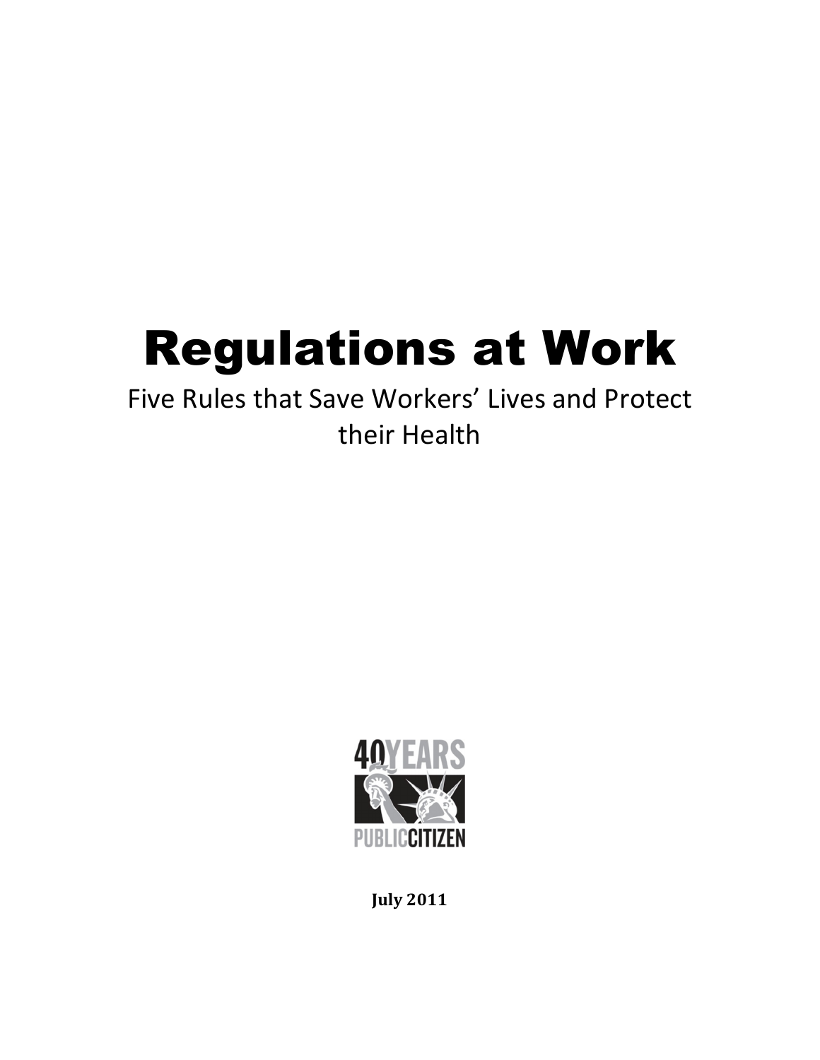# Regulations at Work

Five Rules that Save Workers' Lives and Protect their Health

40 YEARS PUBLIC CITIZEN

**July 2011**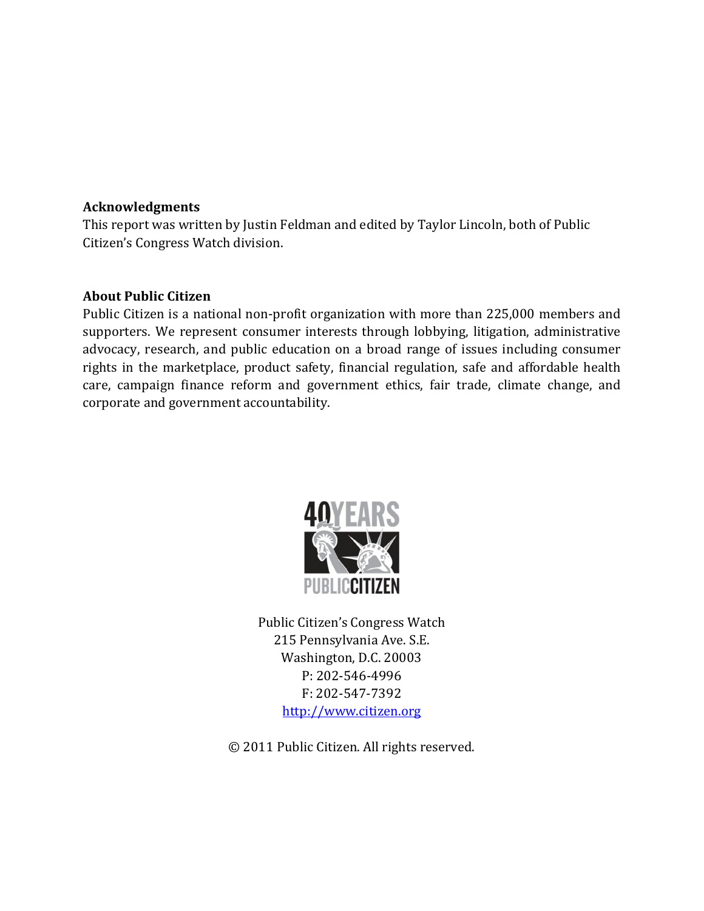**Acknowledgments**

This report was written by Justin Feldman and edited by Taylor Lincoln, both of Public Citizen's Congress Watch division.

**About Public Citizen**

Public Citizen is a national non-profit organization with more than 225,000 members and supporters. We represent consumer interests through lobbying, litigation, administrative advocacy, research, and public education on a broad range of issues including consumer rights in the marketplace, product safety, financial regulation, safe and affordable health care, campaign finance reform and government ethics, fair trade, climate change, and corporate and government accountability.

Public Citizen's Congress Watch
215 Pennsylvania Ave. S.E.
Washington, D.C. 20003
P: 202-546-4996
F: 202-547-7392
http://www.citizen.org

© 2011 Public Citizen. All rights reserved.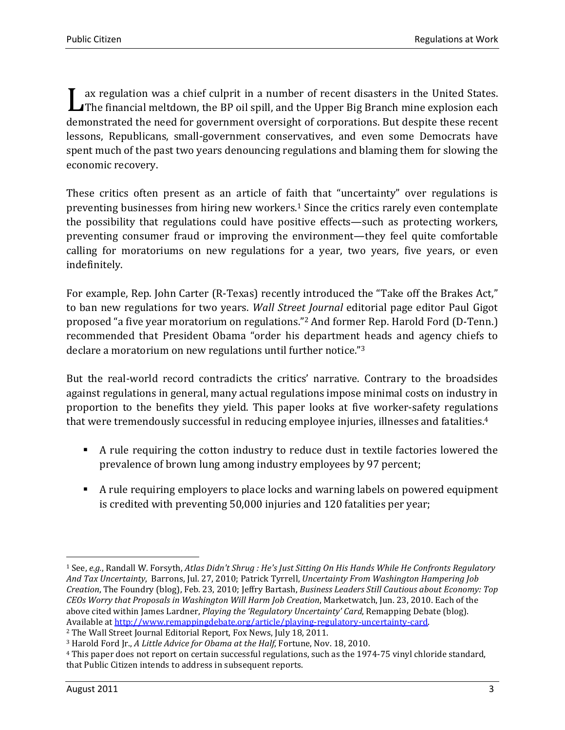Lax regulation was a chief culprit in a number of recent disasters in the United States. The financial meltdown, the BP oil spill, and the Upper Big Branch mine explosion each demonstrated the need for government oversight of corporations. But despite these recent lessons, Republicans, small-government conservatives, and even some Democrats have spent much of the past two years denouncing regulations and blaming them for slowing the economic recovery.

These critics often present as an article of faith that "uncertainty" over regulations is preventing businesses from hiring new workers.[1] Since the critics rarely even contemplate the possibility that regulations could have positive effects—such as protecting workers, preventing consumer fraud or improving the environment—they feel quite comfortable calling for moratoriums on new regulations for a year, two years, five years, or even indefinitely.

For example, Rep. John Carter (R-Texas) recently introduced the "Take off the Brakes Act," to ban new regulations for two years. *Wall Street Journal* editorial page editor Paul Gigot proposed "a five year moratorium on regulations."[2] And former Rep. Harold Ford (D-Tenn.) recommended that President Obama "order his department heads and agency chiefs to declare a moratorium on new regulations until further notice."[3]

But the real-world record contradicts the critics' narrative. Contrary to the broadsides against regulations in general, many actual regulations impose minimal costs on industry in proportion to the benefits they yield. This paper looks at five worker-safety regulations that were tremendously successful in reducing employee injuries, illnesses and fatalities.[4]

- A rule requiring the cotton industry to reduce dust in textile factories lowered the prevalence of brown lung among industry employees by 97 percent;
- A rule requiring employers to place locks and warning labels on powered equipment is credited with preventing 50,000 injuries and 120 fatalities per year;

---

[1] See, *e.g.*, Randall W. Forsyth, *Atlas Didn't Shrug : He's Just Sitting On His Hands While He Confronts Regulatory And Tax Uncertainty*, Barrons, Jul. 27, 2010; Patrick Tyrrell, *Uncertainty From Washington Hampering Job Creation*, The Foundry (blog), Feb. 23, 2010; Jeffry Bartash, *Business Leaders Still Cautious about Economy: Top CEOs Worry that Proposals in Washington Will Harm Job Creation*, Marketwatch, Jun. 23, 2010. Each of the above cited within James Lardner, *Playing the 'Regulatory Uncertainty' Card*, Remapping Debate (blog). Available at http://www.remappingdebate.org/article/playing-regulatory-uncertainty-card.

[2] The Wall Street Journal Editorial Report, Fox News, July 18, 2011.

[3] Harold Ford Jr., *A Little Advice for Obama at the Half*, Fortune, Nov. 18, 2010.

[4] This paper does not report on certain successful regulations, such as the 1974-75 vinyl chloride standard, that Public Citizen intends to address in subsequent reports.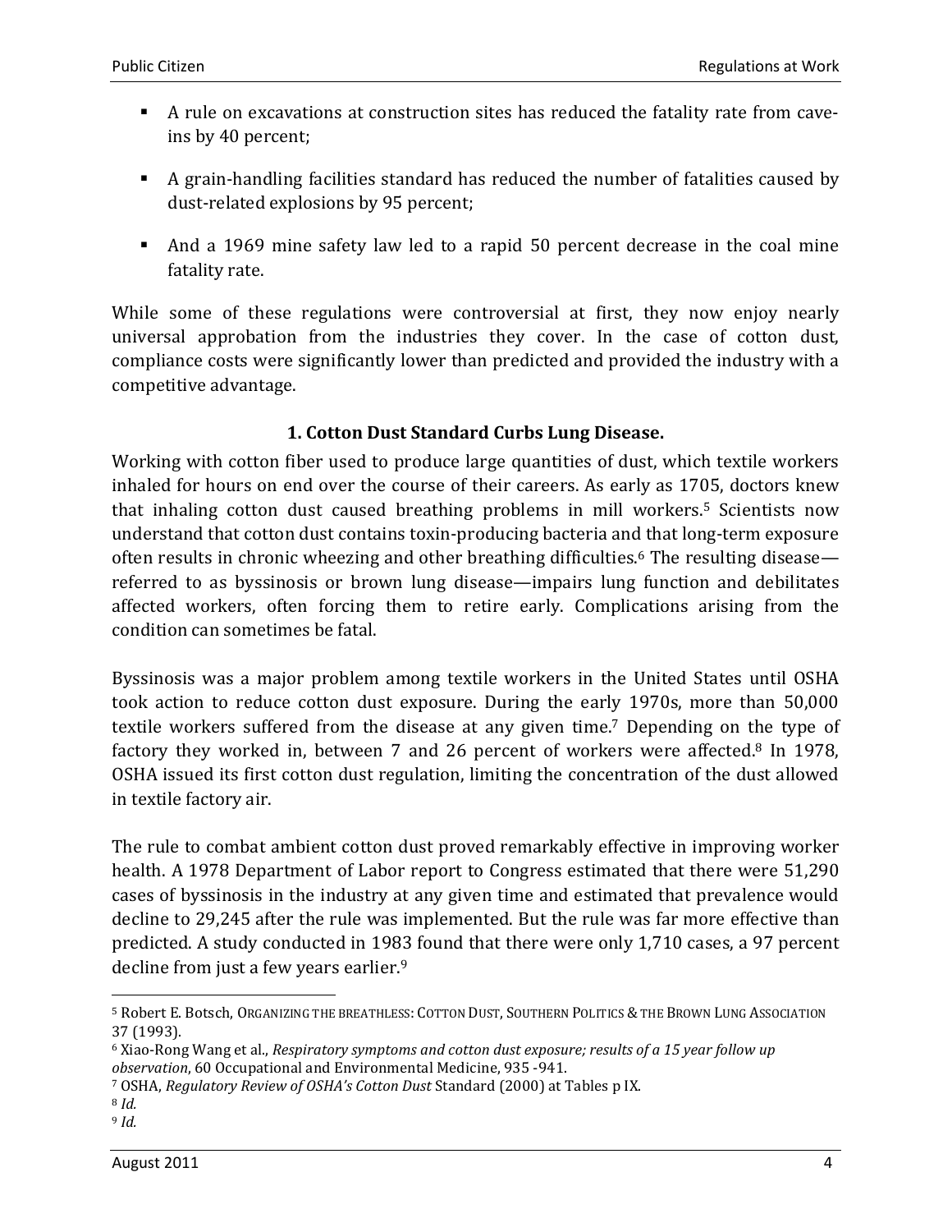- A rule on excavations at construction sites has reduced the fatality rate from cave-ins by 40 percent;
- A grain-handling facilities standard has reduced the number of fatalities caused by dust-related explosions by 95 percent;
- And a 1969 mine safety law led to a rapid 50 percent decrease in the coal mine fatality rate.

While some of these regulations were controversial at first, they now enjoy nearly universal approbation from the industries they cover. In the case of cotton dust, compliance costs were significantly lower than predicted and provided the industry with a competitive advantage.

### 1. Cotton Dust Standard Curbs Lung Disease.

Working with cotton fiber used to produce large quantities of dust, which textile workers inhaled for hours on end over the course of their careers. As early as 1705, doctors knew that inhaling cotton dust caused breathing problems in mill workers.[5] Scientists now understand that cotton dust contains toxin-producing bacteria and that long-term exposure often results in chronic wheezing and other breathing difficulties.[6] The resulting disease—referred to as byssinosis or brown lung disease—impairs lung function and debilitates affected workers, often forcing them to retire early. Complications arising from the condition can sometimes be fatal.

Byssinosis was a major problem among textile workers in the United States until OSHA took action to reduce cotton dust exposure. During the early 1970s, more than 50,000 textile workers suffered from the disease at any given time.[7] Depending on the type of factory they worked in, between 7 and 26 percent of workers were affected.[8] In 1978, OSHA issued its first cotton dust regulation, limiting the concentration of the dust allowed in textile factory air.

The rule to combat ambient cotton dust proved remarkably effective in improving worker health. A 1978 Department of Labor report to Congress estimated that there were 51,290 cases of byssinosis in the industry at any given time and estimated that prevalence would decline to 29,245 after the rule was implemented. But the rule was far more effective than predicted. A study conducted in 1983 found that there were only 1,710 cases, a 97 percent decline from just a few years earlier.[9]

---

[5] Robert E. Botsch, ORGANIZING THE BREATHLESS: COTTON DUST, SOUTHERN POLITICS & THE BROWN LUNG ASSOCIATION 37 (1993).

[6] Xiao-Rong Wang et al., *Respiratory symptoms and cotton dust exposure; results of a 15 year follow up observation*, 60 Occupational and Environmental Medicine, 935 -941.

[7] OSHA, *Regulatory Review of OSHA's Cotton Dust* Standard (2000) at Tables p IX.

[8] *Id.*

[9] *Id.*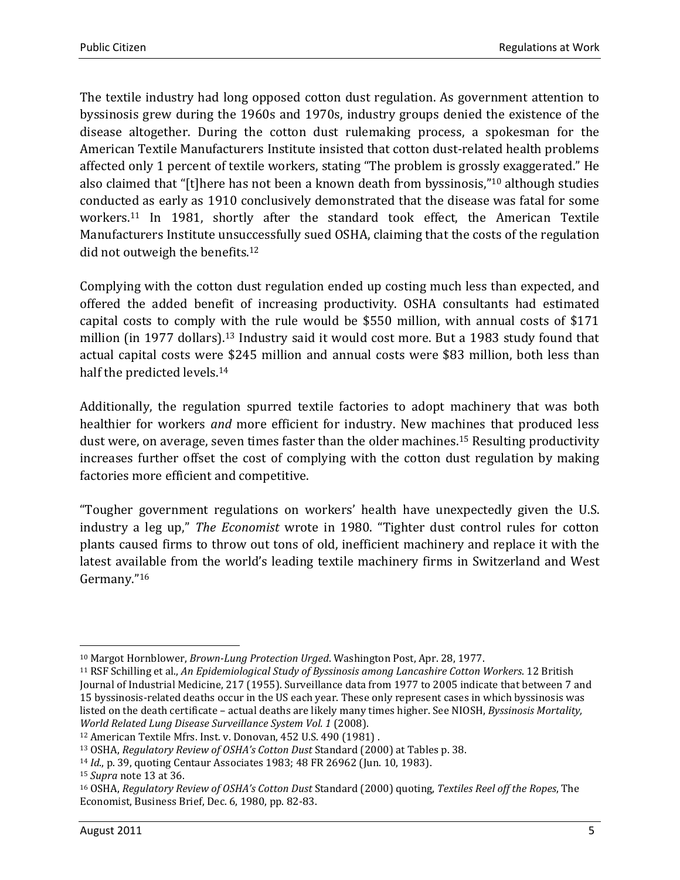The textile industry had long opposed cotton dust regulation. As government attention to byssinosis grew during the 1960s and 1970s, industry groups denied the existence of the disease altogether. During the cotton dust rulemaking process, a spokesman for the American Textile Manufacturers Institute insisted that cotton dust-related health problems affected only 1 percent of textile workers, stating "The problem is grossly exaggerated." He also claimed that "[t]here has not been a known death from byssinosis,"[10] although studies conducted as early as 1910 conclusively demonstrated that the disease was fatal for some workers.[11] In 1981, shortly after the standard took effect, the American Textile Manufacturers Institute unsuccessfully sued OSHA, claiming that the costs of the regulation did not outweigh the benefits.[12]

Complying with the cotton dust regulation ended up costing much less than expected, and offered the added benefit of increasing productivity. OSHA consultants had estimated capital costs to comply with the rule would be $550 million, with annual costs of $171 million (in 1977 dollars).[13] Industry said it would cost more. But a 1983 study found that actual capital costs were $245 million and annual costs were $83 million, both less than half the predicted levels.[14]

Additionally, the regulation spurred textile factories to adopt machinery that was both healthier for workers *and* more efficient for industry. New machines that produced less dust were, on average, seven times faster than the older machines.[15] Resulting productivity increases further offset the cost of complying with the cotton dust regulation by making factories more efficient and competitive.

"Tougher government regulations on workers' health have unexpectedly given the U.S. industry a leg up," *The Economist* wrote in 1980. "Tighter dust control rules for cotton plants caused firms to throw out tons of old, inefficient machinery and replace it with the latest available from the world's leading textile machinery firms in Switzerland and West Germany."[16]

---

[10] Margot Hornblower, *Brown-Lung Protection Urged*. Washington Post, Apr. 28, 1977.

[11] RSF Schilling et al., *An Epidemiological Study of Byssinosis among Lancashire Cotton Workers*. 12 British Journal of Industrial Medicine, 217 (1955). Surveillance data from 1977 to 2005 indicate that between 7 and 15 byssinosis-related deaths occur in the US each year. These only represent cases in which byssinosis was listed on the death certificate – actual deaths are likely many times higher. See NIOSH, *Byssinosis Mortality, World Related Lung Disease Surveillance System Vol. 1* (2008).

[12] American Textile Mfrs. Inst. v. Donovan, 452 U.S. 490 (1981) .

[13] OSHA, *Regulatory Review of OSHA's Cotton Dust* Standard (2000) at Tables p. 38.

[14] *Id.*, p. 39, quoting Centaur Associates 1983; 48 FR 26962 (Jun. 10, 1983).

[15] *Supra* note 13 at 36.

[16] OSHA, *Regulatory Review of OSHA's Cotton Dust* Standard (2000) quoting, *Textiles Reel off the Ropes*, The Economist, Business Brief, Dec. 6, 1980, pp. 82-83.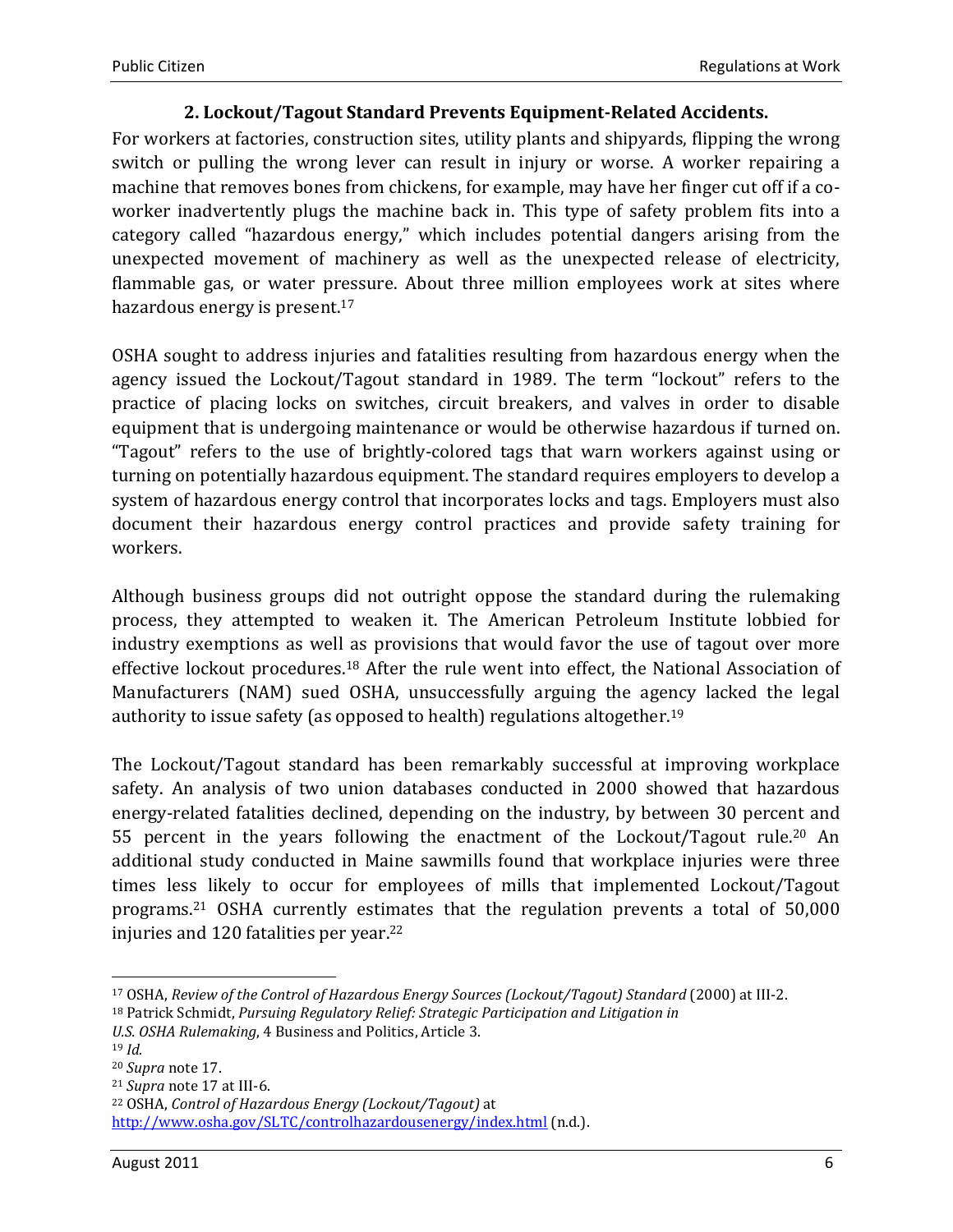## 2. Lockout/Tagout Standard Prevents Equipment-Related Accidents.

For workers at factories, construction sites, utility plants and shipyards, flipping the wrong switch or pulling the wrong lever can result in injury or worse. A worker repairing a machine that removes bones from chickens, for example, may have her finger cut off if a co-worker inadvertently plugs the machine back in. This type of safety problem fits into a category called "hazardous energy," which includes potential dangers arising from the unexpected movement of machinery as well as the unexpected release of electricity, flammable gas, or water pressure. About three million employees work at sites where hazardous energy is present.[17]

OSHA sought to address injuries and fatalities resulting from hazardous energy when the agency issued the Lockout/Tagout standard in 1989. The term "lockout" refers to the practice of placing locks on switches, circuit breakers, and valves in order to disable equipment that is undergoing maintenance or would be otherwise hazardous if turned on. "Tagout" refers to the use of brightly-colored tags that warn workers against using or turning on potentially hazardous equipment. The standard requires employers to develop a system of hazardous energy control that incorporates locks and tags. Employers must also document their hazardous energy control practices and provide safety training for workers.

Although business groups did not outright oppose the standard during the rulemaking process, they attempted to weaken it. The American Petroleum Institute lobbied for industry exemptions as well as provisions that would favor the use of tagout over more effective lockout procedures.[18] After the rule went into effect, the National Association of Manufacturers (NAM) sued OSHA, unsuccessfully arguing the agency lacked the legal authority to issue safety (as opposed to health) regulations altogether.[19]

The Lockout/Tagout standard has been remarkably successful at improving workplace safety. An analysis of two union databases conducted in 2000 showed that hazardous energy-related fatalities declined, depending on the industry, by between 30 percent and 55 percent in the years following the enactment of the Lockout/Tagout rule.[20] An additional study conducted in Maine sawmills found that workplace injuries were three times less likely to occur for employees of mills that implemented Lockout/Tagout programs.[21] OSHA currently estimates that the regulation prevents a total of 50,000 injuries and 120 fatalities per year.[22]

---

[17] OSHA, *Review of the Control of Hazardous Energy Sources (Lockout/Tagout) Standard* (2000) at III-2.

[18] Patrick Schmidt, *Pursuing Regulatory Relief: Strategic Participation and Litigation in U.S. OSHA Rulemaking*, 4 Business and Politics, Article 3.

[19] *Id.*

[20] *Supra* note 17.

[21] *Supra* note 17 at III-6.

[22] OSHA, *Control of Hazardous Energy (Lockout/Tagout)* at http://www.osha.gov/SLTC/controlhazardousenergy/index.html (n.d.).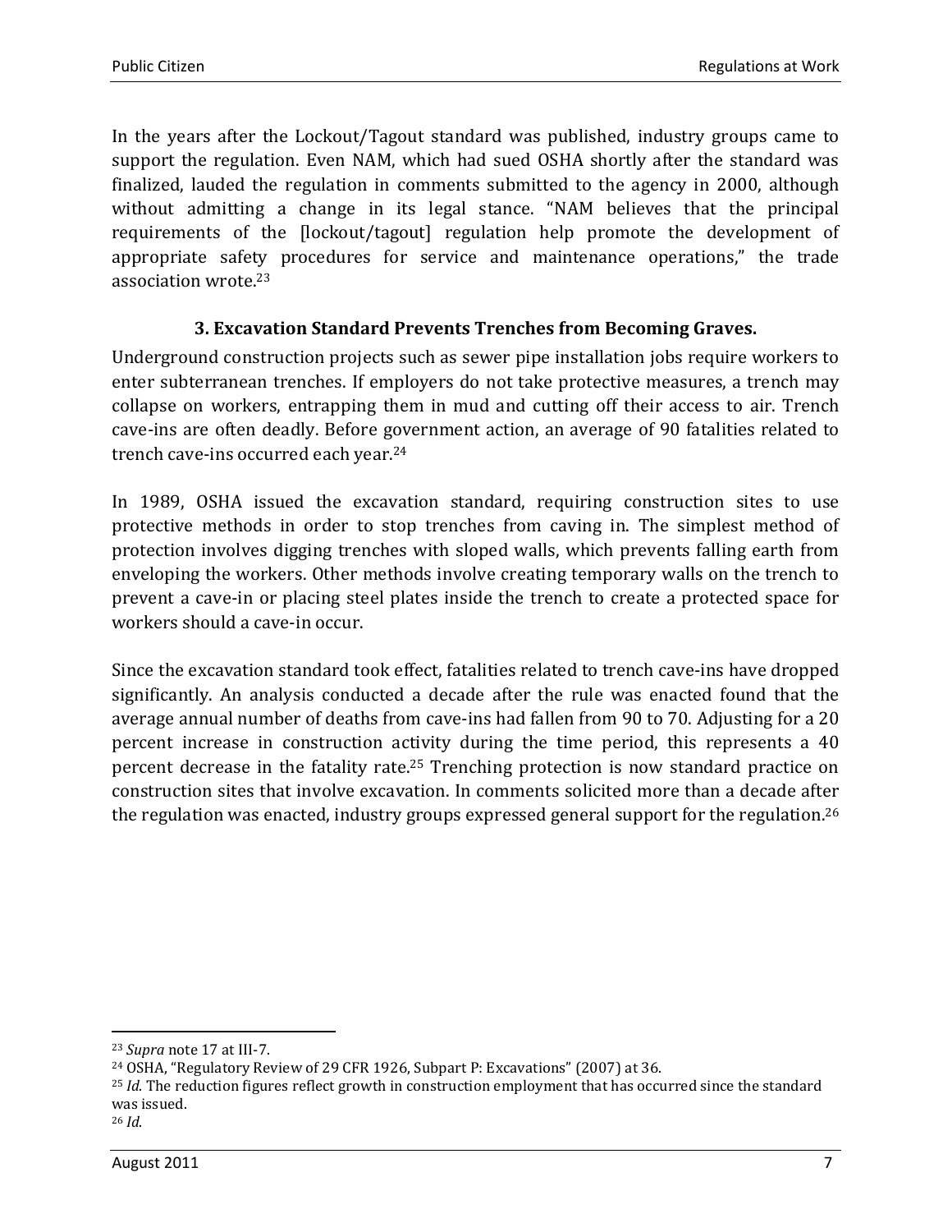In the years after the Lockout/Tagout standard was published, industry groups came to support the regulation. Even NAM, which had sued OSHA shortly after the standard was finalized, lauded the regulation in comments submitted to the agency in 2000, although without admitting a change in its legal stance. "NAM believes that the principal requirements of the [lockout/tagout] regulation help promote the development of appropriate safety procedures for service and maintenance operations," the trade association wrote.[23]

### 3. Excavation Standard Prevents Trenches from Becoming Graves.

Underground construction projects such as sewer pipe installation jobs require workers to enter subterranean trenches. If employers do not take protective measures, a trench may collapse on workers, entrapping them in mud and cutting off their access to air. Trench cave-ins are often deadly. Before government action, an average of 90 fatalities related to trench cave-ins occurred each year.[24]

In 1989, OSHA issued the excavation standard, requiring construction sites to use protective methods in order to stop trenches from caving in. The simplest method of protection involves digging trenches with sloped walls, which prevents falling earth from enveloping the workers. Other methods involve creating temporary walls on the trench to prevent a cave-in or placing steel plates inside the trench to create a protected space for workers should a cave-in occur.

Since the excavation standard took effect, fatalities related to trench cave-ins have dropped significantly. An analysis conducted a decade after the rule was enacted found that the average annual number of deaths from cave-ins had fallen from 90 to 70. Adjusting for a 20 percent increase in construction activity during the time period, this represents a 40 percent decrease in the fatality rate.[25] Trenching protection is now standard practice on construction sites that involve excavation. In comments solicited more than a decade after the regulation was enacted, industry groups expressed general support for the regulation.[26]

---

[23] *Supra* note 17 at III-7.

[24] OSHA, "Regulatory Review of 29 CFR 1926, Subpart P: Excavations" (2007) at 36.

[25] *Id*. The reduction figures reflect growth in construction employment that has occurred since the standard was issued.

[26] *Id*.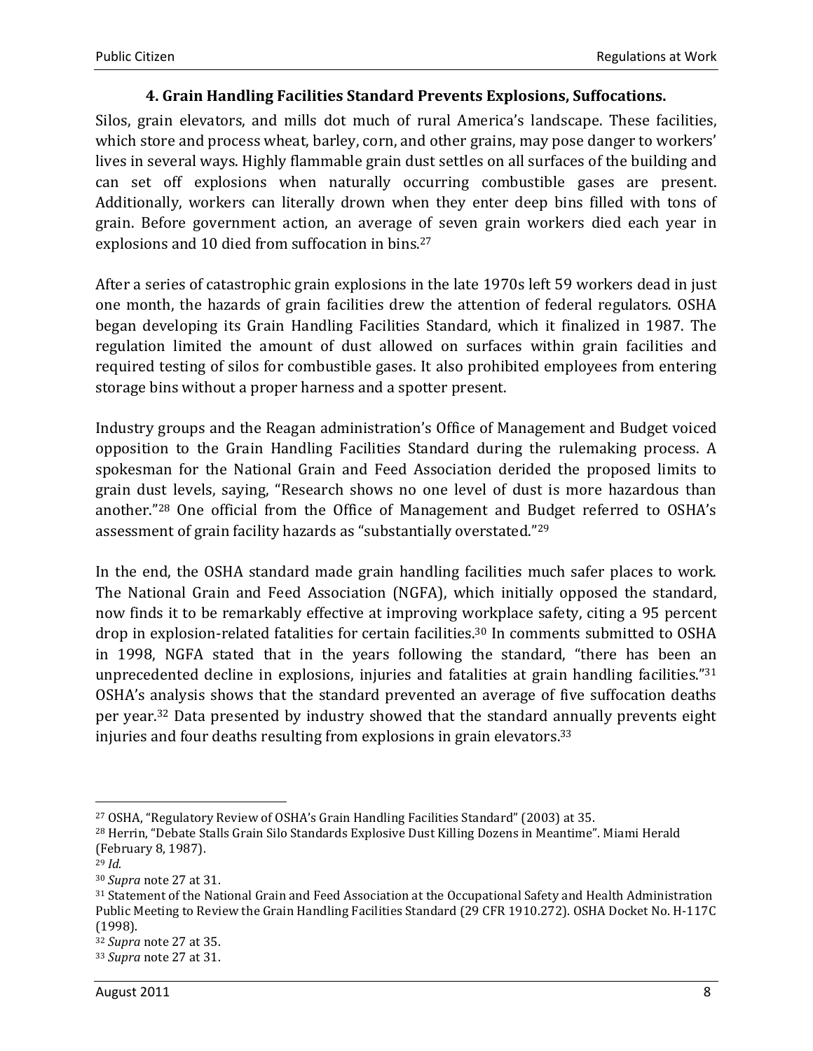### 4. Grain Handling Facilities Standard Prevents Explosions, Suffocations.

Silos, grain elevators, and mills dot much of rural America's landscape. These facilities, which store and process wheat, barley, corn, and other grains, may pose danger to workers' lives in several ways. Highly flammable grain dust settles on all surfaces of the building and can set off explosions when naturally occurring combustible gases are present. Additionally, workers can literally drown when they enter deep bins filled with tons of grain. Before government action, an average of seven grain workers died each year in explosions and 10 died from suffocation in bins.[27]

After a series of catastrophic grain explosions in the late 1970s left 59 workers dead in just one month, the hazards of grain facilities drew the attention of federal regulators. OSHA began developing its Grain Handling Facilities Standard, which it finalized in 1987. The regulation limited the amount of dust allowed on surfaces within grain facilities and required testing of silos for combustible gases. It also prohibited employees from entering storage bins without a proper harness and a spotter present.

Industry groups and the Reagan administration's Office of Management and Budget voiced opposition to the Grain Handling Facilities Standard during the rulemaking process. A spokesman for the National Grain and Feed Association derided the proposed limits to grain dust levels, saying, "Research shows no one level of dust is more hazardous than another."[28] One official from the Office of Management and Budget referred to OSHA's assessment of grain facility hazards as "substantially overstated."[29]

In the end, the OSHA standard made grain handling facilities much safer places to work. The National Grain and Feed Association (NGFA), which initially opposed the standard, now finds it to be remarkably effective at improving workplace safety, citing a 95 percent drop in explosion-related fatalities for certain facilities.[30] In comments submitted to OSHA in 1998, NGFA stated that in the years following the standard, "there has been an unprecedented decline in explosions, injuries and fatalities at grain handling facilities."[31] OSHA's analysis shows that the standard prevented an average of five suffocation deaths per year.[32] Data presented by industry showed that the standard annually prevents eight injuries and four deaths resulting from explosions in grain elevators.[33]

---

[27] OSHA, "Regulatory Review of OSHA's Grain Handling Facilities Standard" (2003) at 35.

[28] Herrin, "Debate Stalls Grain Silo Standards Explosive Dust Killing Dozens in Meantime". Miami Herald (February 8, 1987).

[29] *Id.*

[30] *Supra* note 27 at 31.

[31] Statement of the National Grain and Feed Association at the Occupational Safety and Health Administration Public Meeting to Review the Grain Handling Facilities Standard (29 CFR 1910.272). OSHA Docket No. H-117C (1998).

[32] *Supra* note 27 at 35.

[33] *Supra* note 27 at 31.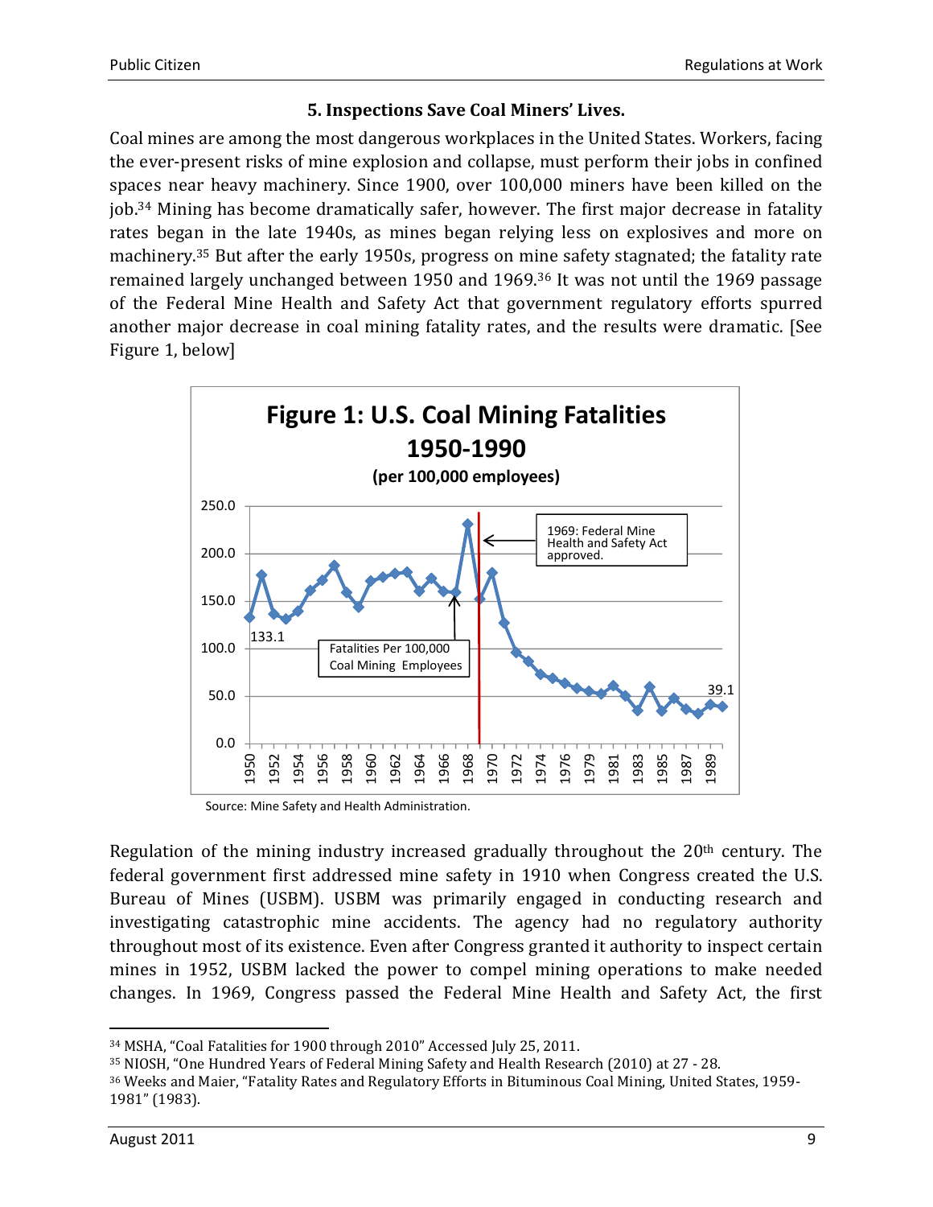### 5. Inspections Save Coal Miners' Lives.

Coal mines are among the most dangerous workplaces in the United States. Workers, facing the ever-present risks of mine explosion and collapse, must perform their jobs in confined spaces near heavy machinery. Since 1900, over 100,000 miners have been killed on the job.[34] Mining has become dramatically safer, however. The first major decrease in fatality rates began in the late 1940s, as mines began relying less on explosives and more on machinery.[35] But after the early 1950s, progress on mine safety stagnated; the fatality rate remained largely unchanged between 1950 and 1969.[36] It was not until the 1969 passage of the Federal Mine Health and Safety Act that government regulatory efforts spurred another major decrease in coal mining fatality rates, and the results were dramatic. [See Figure 1, below]

**Figure 1: U.S. Coal Mining Fatalities 1950-1990**
**(per 100,000 employees)**

Source: Mine Safety and Health Administration.

Regulation of the mining industry increased gradually throughout the 20th century. The federal government first addressed mine safety in 1910 when Congress created the U.S. Bureau of Mines (USBM). USBM was primarily engaged in conducting research and investigating catastrophic mine accidents. The agency had no regulatory authority throughout most of its existence. Even after Congress granted it authority to inspect certain mines in 1952, USBM lacked the power to compel mining operations to make needed changes. In 1969, Congress passed the Federal Mine Health and Safety Act, the first

---

[34] MSHA, "Coal Fatalities for 1900 through 2010" Accessed July 25, 2011.

[35] NIOSH, "One Hundred Years of Federal Mining Safety and Health Research (2010) at 27 - 28.

[36] Weeks and Maier, "Fatality Rates and Regulatory Efforts in Bituminous Coal Mining, United States, 1959-1981" (1983).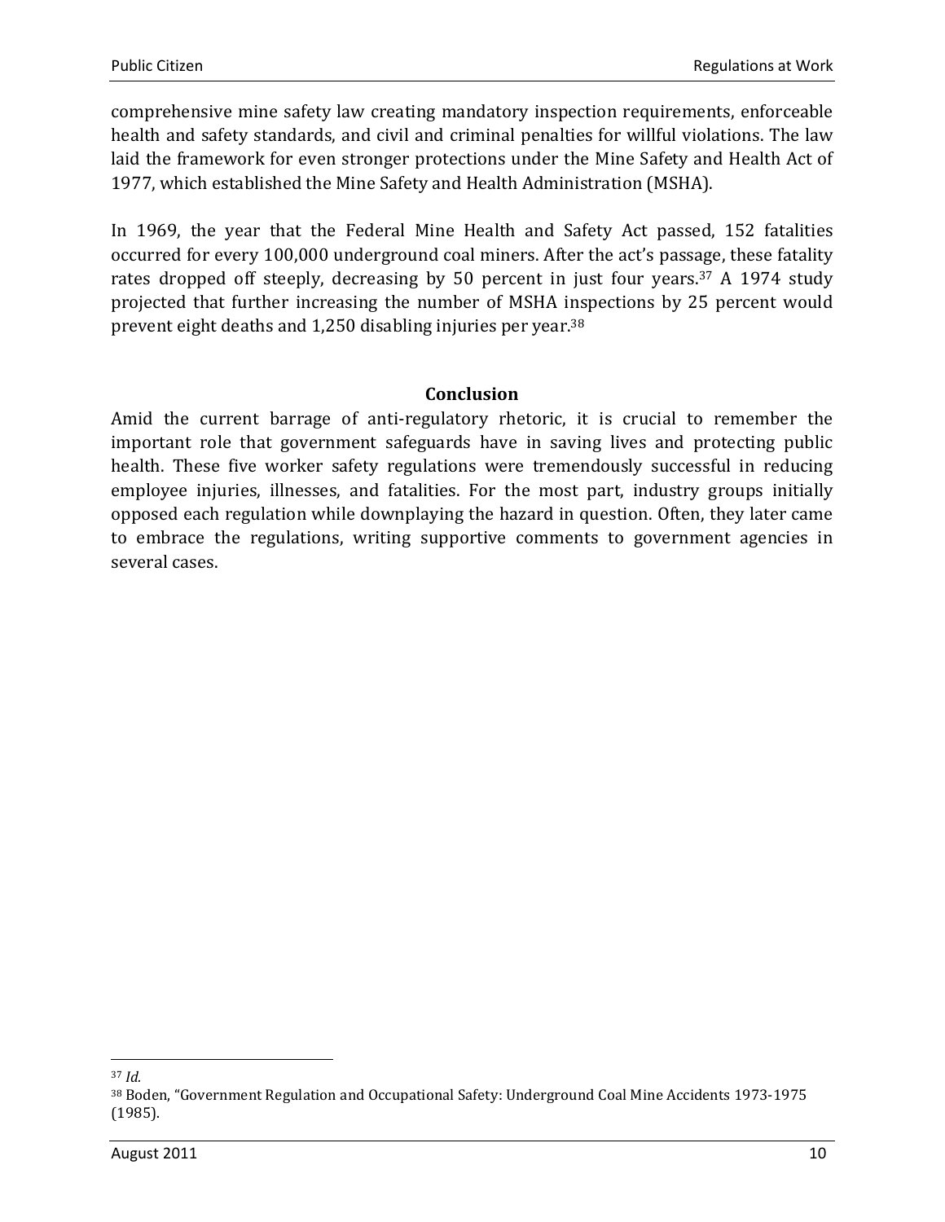comprehensive mine safety law creating mandatory inspection requirements, enforceable health and safety standards, and civil and criminal penalties for willful violations. The law laid the framework for even stronger protections under the Mine Safety and Health Act of 1977, which established the Mine Safety and Health Administration (MSHA).

In 1969, the year that the Federal Mine Health and Safety Act passed, 152 fatalities occurred for every 100,000 underground coal miners. After the act's passage, these fatality rates dropped off steeply, decreasing by 50 percent in just four years.[37] A 1974 study projected that further increasing the number of MSHA inspections by 25 percent would prevent eight deaths and 1,250 disabling injuries per year.[38]

## Conclusion

Amid the current barrage of anti-regulatory rhetoric, it is crucial to remember the important role that government safeguards have in saving lives and protecting public health. These five worker safety regulations were tremendously successful in reducing employee injuries, illnesses, and fatalities. For the most part, industry groups initially opposed each regulation while downplaying the hazard in question. Often, they later came to embrace the regulations, writing supportive comments to government agencies in several cases.

---

[37] *Id.*

[38] Boden, "Government Regulation and Occupational Safety: Underground Coal Mine Accidents 1973-1975 (1985).